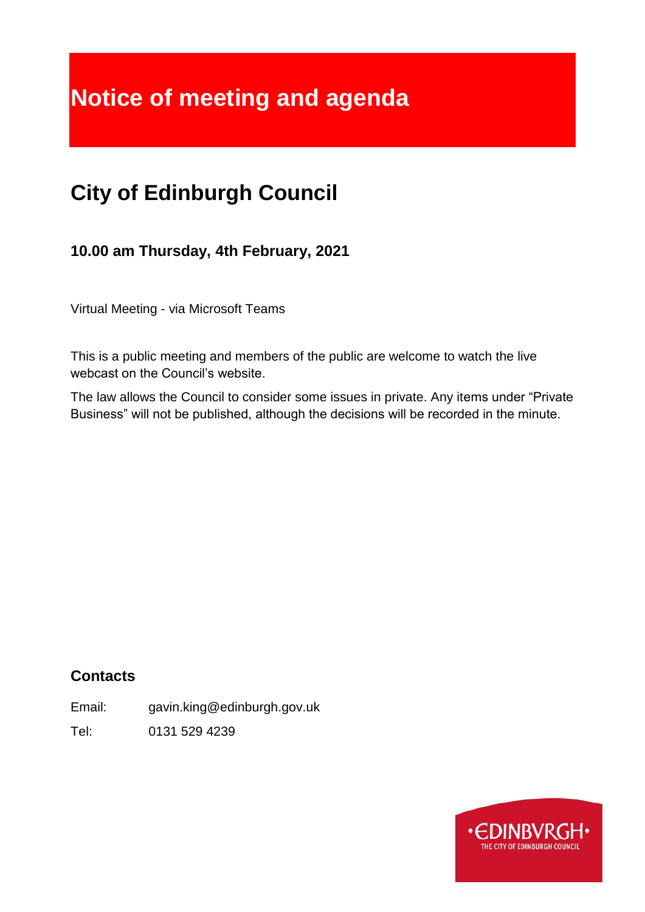# Notice of meeting and agenda

## City of Edinburgh Council

### 10.00 am Thursday, 4th February, 2021

Virtual Meeting - via Microsoft Teams

This is a public meeting and members of the public are welcome to watch the live webcast on the Council's website.

The law allows the Council to consider some issues in private. Any items under "Private Business" will not be published, although the decisions will be recorded in the minute.

### Contacts

Email: gavin.king@edinburgh.gov.uk

Tel: 0131 529 4239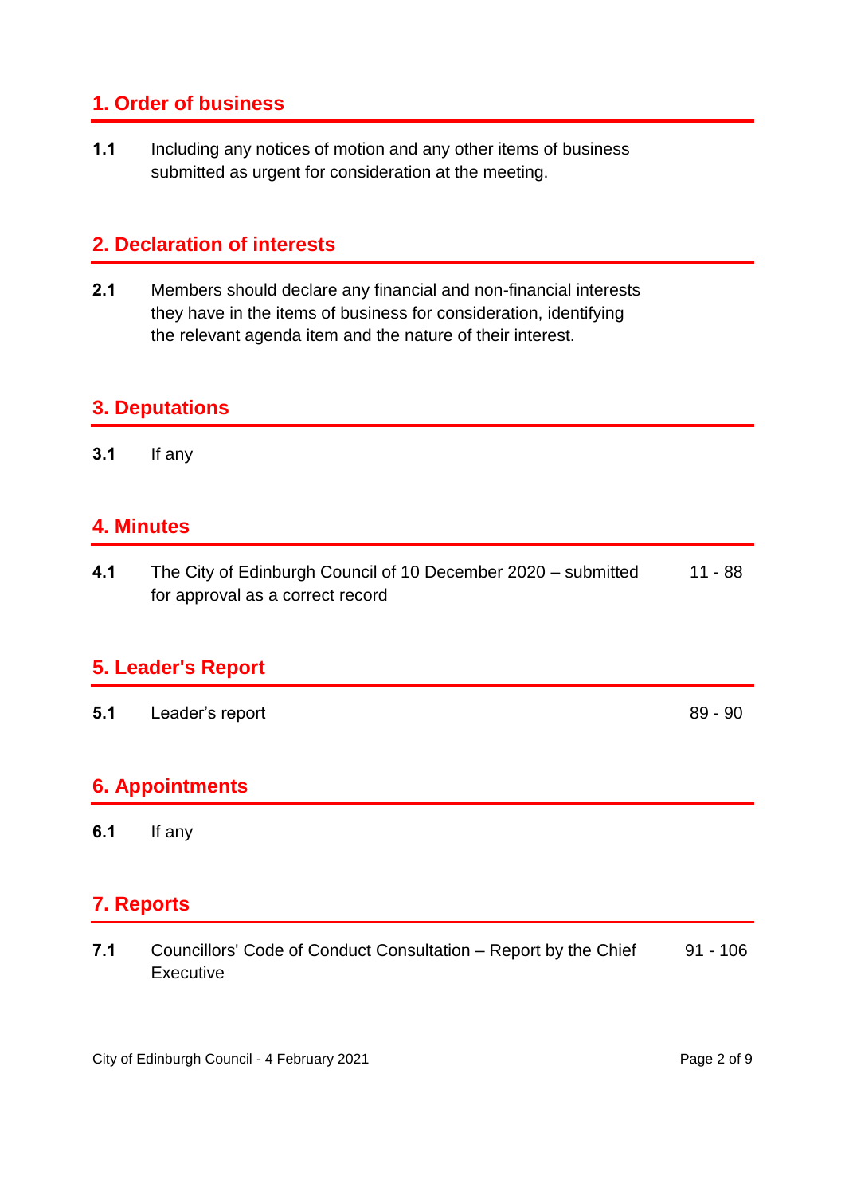## 1. Order of business

**1.1** Including any notices of motion and any other items of business submitted as urgent for consideration at the meeting.

## 2. Declaration of interests

**2.1** Members should declare any financial and non-financial interests they have in the items of business for consideration, identifying the relevant agenda item and the nature of their interest.

## 3. Deputations

**3.1** If any

## 4. Minutes

**4.1** The City of Edinburgh Council of 10 December 2020 – submitted for approval as a correct record — 11 - 88

## 5. Leader's Report

**5.1** Leader’s report — 89 - 90

## 6. Appointments

**6.1** If any

## 7. Reports

**7.1** Councillors' Code of Conduct Consultation – Report by the Chief Executive — 91 - 106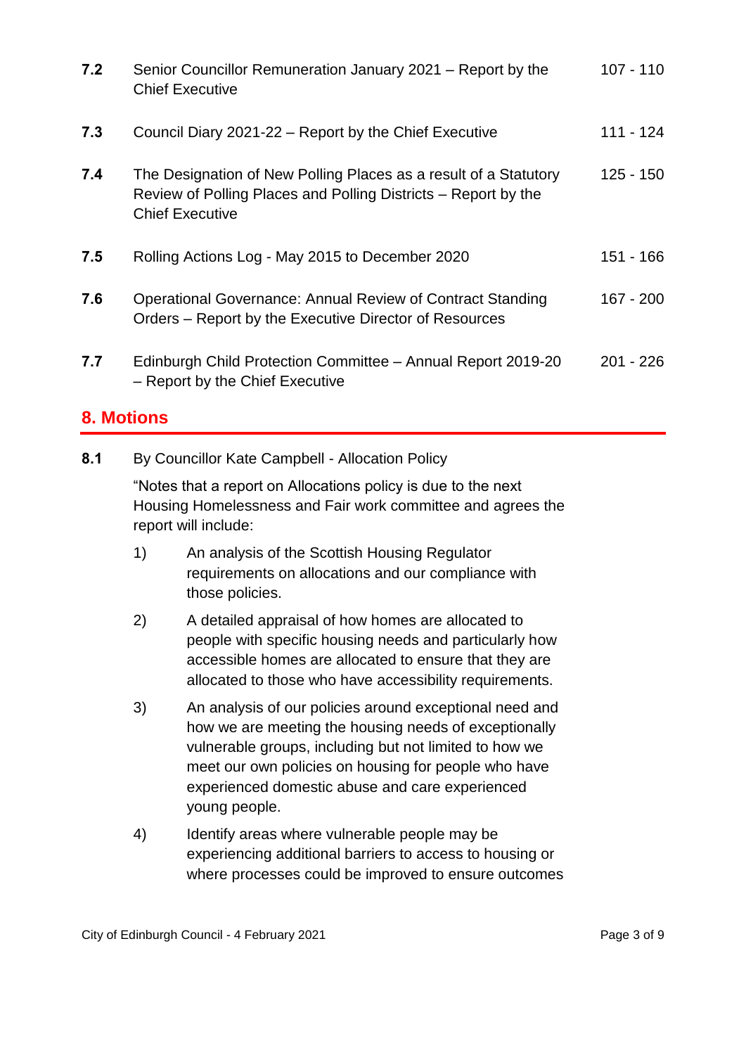| | | |
|---|---|---|
| **7.2** | Senior Councillor Remuneration January 2021 – Report by the Chief Executive | 107 - 110 |
| **7.3** | Council Diary 2021-22 – Report by the Chief Executive | 111 - 124 |
| **7.4** | The Designation of New Polling Places as a result of a Statutory Review of Polling Places and Polling Districts – Report by the Chief Executive | 125 - 150 |
| **7.5** | Rolling Actions Log - May 2015 to December 2020 | 151 - 166 |
| **7.6** | Operational Governance: Annual Review of Contract Standing Orders – Report by the Executive Director of Resources | 167 - 200 |
| **7.7** | Edinburgh Child Protection Committee – Annual Report 2019-20 – Report by the Chief Executive | 201 - 226 |

## 8. Motions

**8.1** By Councillor Kate Campbell - Allocation Policy

"Notes that a report on Allocations policy is due to the next Housing Homelessness and Fair work committee and agrees the report will include:

1) An analysis of the Scottish Housing Regulator requirements on allocations and our compliance with those policies.

2) A detailed appraisal of how homes are allocated to people with specific housing needs and particularly how accessible homes are allocated to ensure that they are allocated to those who have accessibility requirements.

3) An analysis of our policies around exceptional need and how we are meeting the housing needs of exceptionally vulnerable groups, including but not limited to how we meet our own policies on housing for people who have experienced domestic abuse and care experienced young people.

4) Identify areas where vulnerable people may be experiencing additional barriers to access to housing or where processes could be improved to ensure outcomes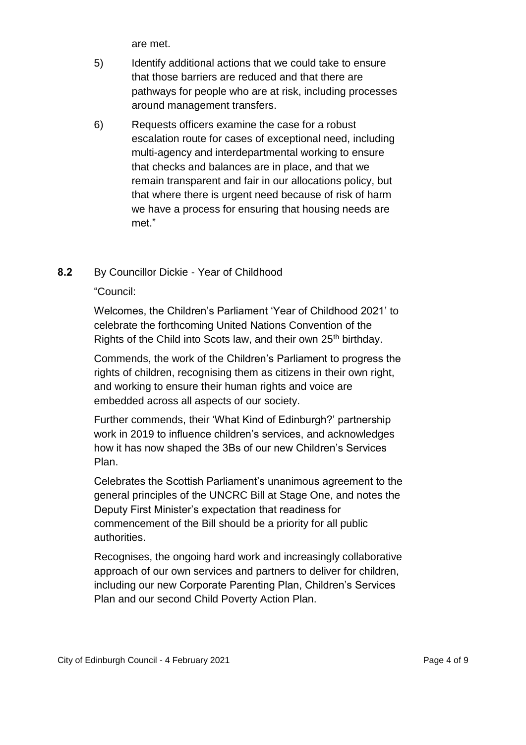are met.

5) Identify additional actions that we could take to ensure that those barriers are reduced and that there are pathways for people who are at risk, including processes around management transfers.

6) Requests officers examine the case for a robust escalation route for cases of exceptional need, including multi-agency and interdepartmental working to ensure that checks and balances are in place, and that we remain transparent and fair in our allocations policy, but that where there is urgent need because of risk of harm we have a process for ensuring that housing needs are met."

**8.2** By Councillor Dickie - Year of Childhood

"Council:

Welcomes, the Children's Parliament 'Year of Childhood 2021' to celebrate the forthcoming United Nations Convention of the Rights of the Child into Scots law, and their own 25th birthday.

Commends, the work of the Children's Parliament to progress the rights of children, recognising them as citizens in their own right, and working to ensure their human rights and voice are embedded across all aspects of our society.

Further commends, their 'What Kind of Edinburgh?' partnership work in 2019 to influence children's services, and acknowledges how it has now shaped the 3Bs of our new Children's Services Plan.

Celebrates the Scottish Parliament's unanimous agreement to the general principles of the UNCRC Bill at Stage One, and notes the Deputy First Minister's expectation that readiness for commencement of the Bill should be a priority for all public authorities.

Recognises, the ongoing hard work and increasingly collaborative approach of our own services and partners to deliver for children, including our new Corporate Parenting Plan, Children's Services Plan and our second Child Poverty Action Plan.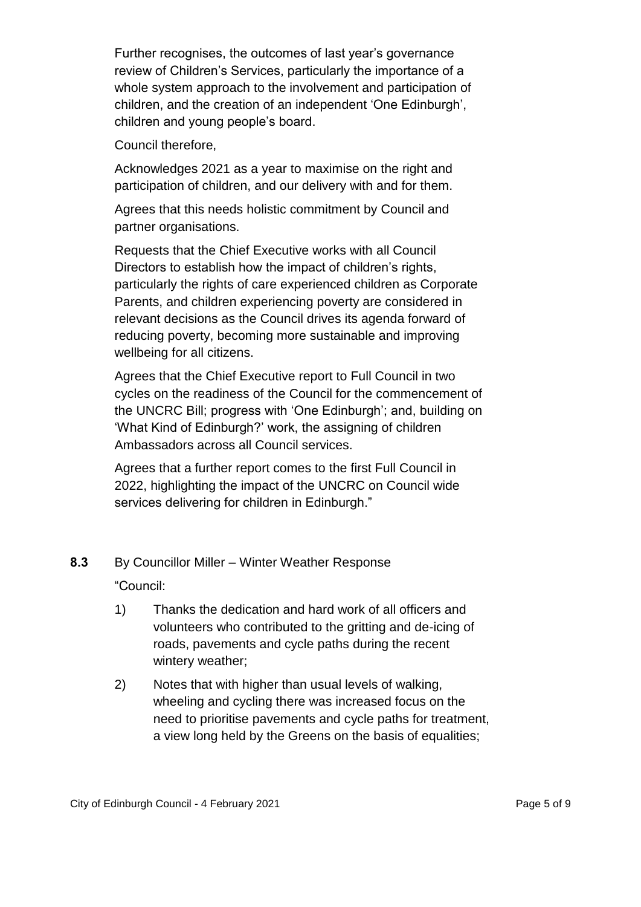Further recognises, the outcomes of last year's governance review of Children's Services, particularly the importance of a whole system approach to the involvement and participation of children, and the creation of an independent 'One Edinburgh', children and young people's board.

Council therefore,

Acknowledges 2021 as a year to maximise on the right and participation of children, and our delivery with and for them.

Agrees that this needs holistic commitment by Council and partner organisations.

Requests that the Chief Executive works with all Council Directors to establish how the impact of children's rights, particularly the rights of care experienced children as Corporate Parents, and children experiencing poverty are considered in relevant decisions as the Council drives its agenda forward of reducing poverty, becoming more sustainable and improving wellbeing for all citizens.

Agrees that the Chief Executive report to Full Council in two cycles on the readiness of the Council for the commencement of the UNCRC Bill; progress with 'One Edinburgh'; and, building on 'What Kind of Edinburgh?' work, the assigning of children Ambassadors across all Council services.

Agrees that a further report comes to the first Full Council in 2022, highlighting the impact of the UNCRC on Council wide services delivering for children in Edinburgh."

**8.3** By Councillor Miller – Winter Weather Response

"Council:

1) Thanks the dedication and hard work of all officers and volunteers who contributed to the gritting and de-icing of roads, pavements and cycle paths during the recent wintery weather;

2) Notes that with higher than usual levels of walking, wheeling and cycling there was increased focus on the need to prioritise pavements and cycle paths for treatment, a view long held by the Greens on the basis of equalities;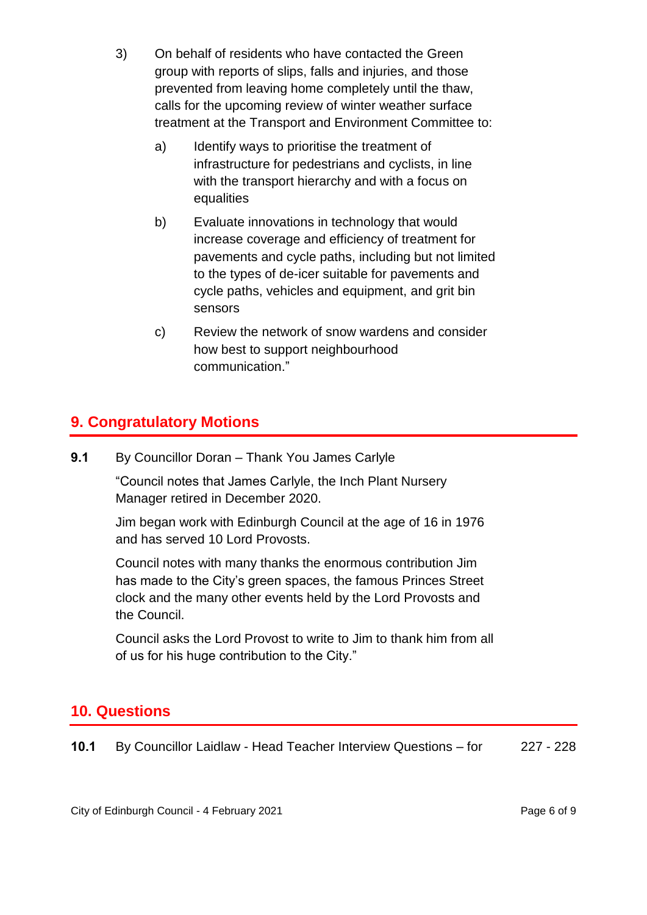3) On behalf of residents who have contacted the Green group with reports of slips, falls and injuries, and those prevented from leaving home completely until the thaw, calls for the upcoming review of winter weather surface treatment at the Transport and Environment Committee to:

   a) Identify ways to prioritise the treatment of infrastructure for pedestrians and cyclists, in line with the transport hierarchy and with a focus on equalities

   b) Evaluate innovations in technology that would increase coverage and efficiency of treatment for pavements and cycle paths, including but not limited to the types of de-icer suitable for pavements and cycle paths, vehicles and equipment, and grit bin sensors

   c) Review the network of snow wardens and consider how best to support neighbourhood communication."

## 9. Congratulatory Motions

**9.1** By Councillor Doran – Thank You James Carlyle

"Council notes that James Carlyle, the Inch Plant Nursery Manager retired in December 2020.

Jim began work with Edinburgh Council at the age of 16 in 1976 and has served 10 Lord Provosts.

Council notes with many thanks the enormous contribution Jim has made to the City's green spaces, the famous Princes Street clock and the many other events held by the Lord Provosts and the Council.

Council asks the Lord Provost to write to Jim to thank him from all of us for his huge contribution to the City."

## 10. Questions

**10.1** By Councillor Laidlaw - Head Teacher Interview Questions – for 227 - 228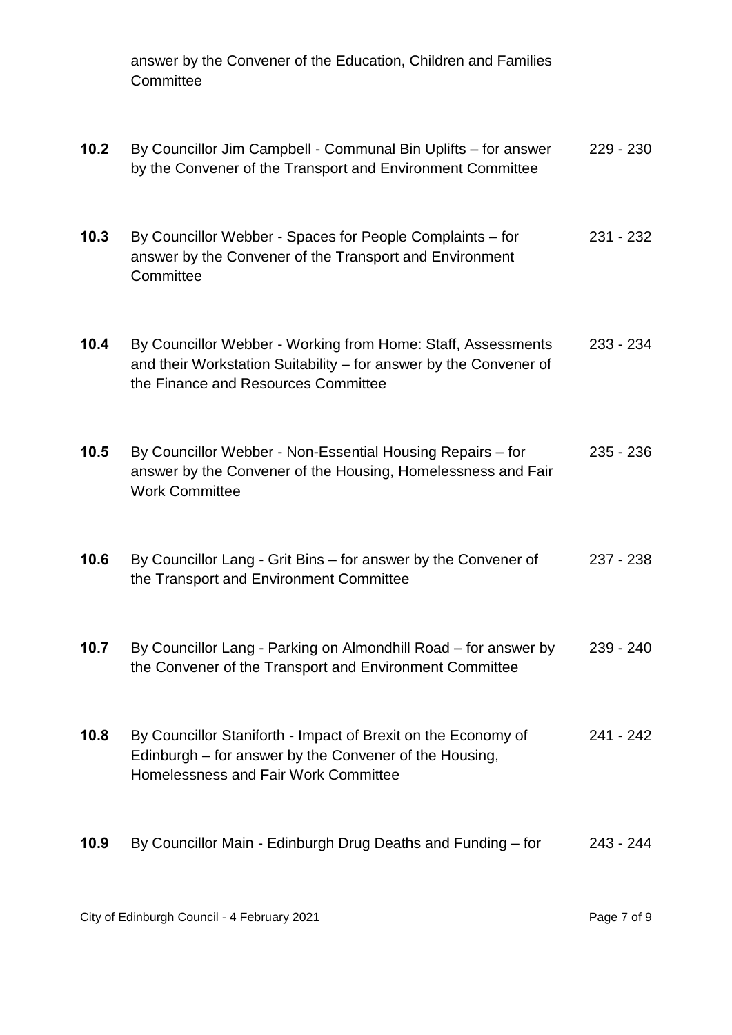answer by the Convener of the Education, Children and Families Committee

| | | |
|---|---|---|
| **10.2** | By Councillor Jim Campbell - Communal Bin Uplifts – for answer by the Convener of the Transport and Environment Committee | 229 - 230 |
| **10.3** | By Councillor Webber - Spaces for People Complaints – for answer by the Convener of the Transport and Environment Committee | 231 - 232 |
| **10.4** | By Councillor Webber - Working from Home: Staff, Assessments and their Workstation Suitability – for answer by the Convener of the Finance and Resources Committee | 233 - 234 |
| **10.5** | By Councillor Webber - Non-Essential Housing Repairs – for answer by the Convener of the Housing, Homelessness and Fair Work Committee | 235 - 236 |
| **10.6** | By Councillor Lang - Grit Bins – for answer by the Convener of the Transport and Environment Committee | 237 - 238 |
| **10.7** | By Councillor Lang - Parking on Almondhill Road – for answer by the Convener of the Transport and Environment Committee | 239 - 240 |
| **10.8** | By Councillor Staniforth - Impact of Brexit on the Economy of Edinburgh – for answer by the Convener of the Housing, Homelessness and Fair Work Committee | 241 - 242 |
| **10.9** | By Councillor Main - Edinburgh Drug Deaths and Funding – for | 243 - 244 |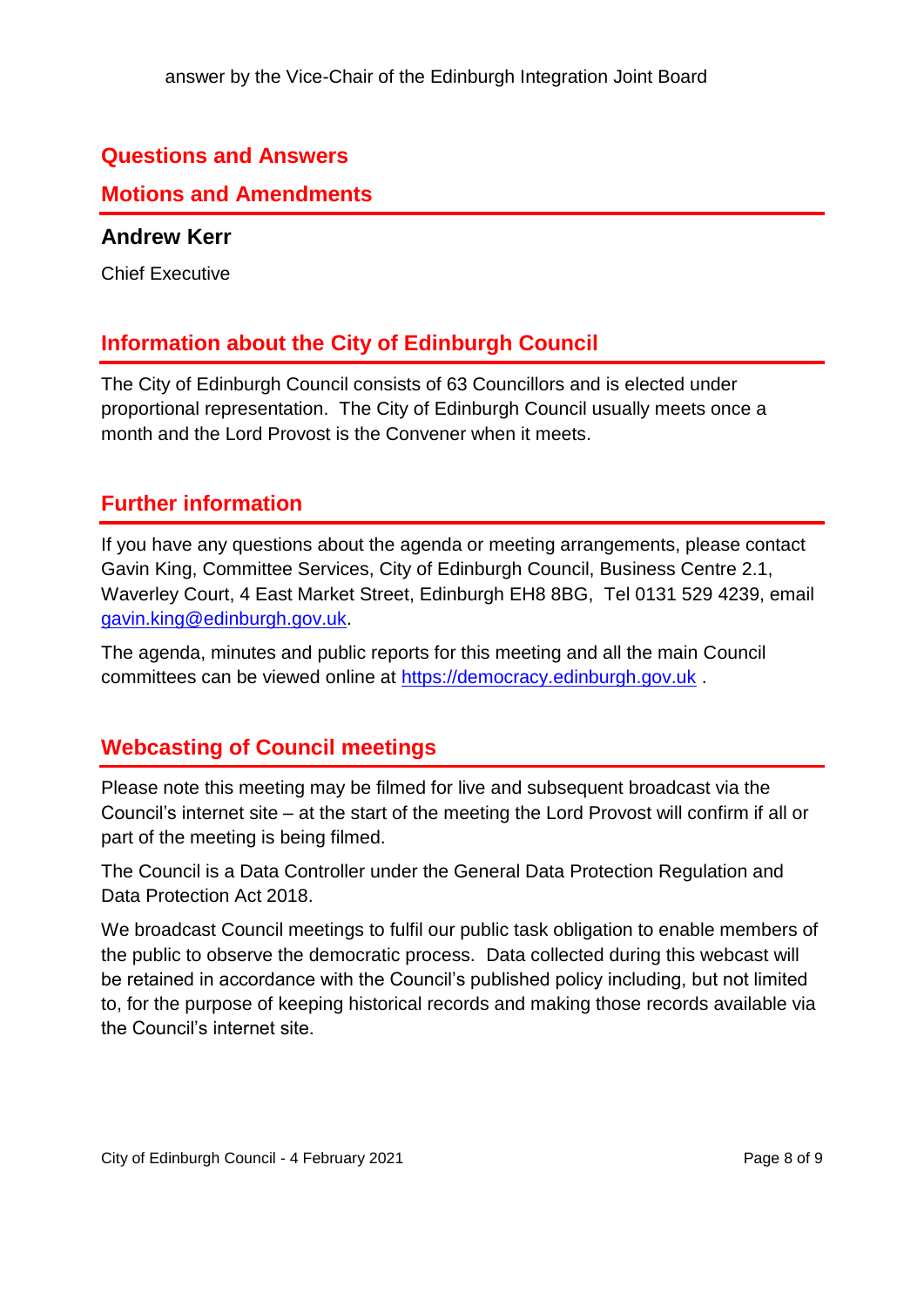answer by the Vice-Chair of the Edinburgh Integration Joint Board

## Questions and Answers

## Motions and Amendments

**Andrew Kerr**

Chief Executive

## Information about the City of Edinburgh Council

The City of Edinburgh Council consists of 63 Councillors and is elected under proportional representation. The City of Edinburgh Council usually meets once a month and the Lord Provost is the Convener when it meets.

## Further information

If you have any questions about the agenda or meeting arrangements, please contact Gavin King, Committee Services, City of Edinburgh Council, Business Centre 2.1, Waverley Court, 4 East Market Street, Edinburgh EH8 8BG, Tel 0131 529 4239, email gavin.king@edinburgh.gov.uk.

The agenda, minutes and public reports for this meeting and all the main Council committees can be viewed online at https://democracy.edinburgh.gov.uk .

## Webcasting of Council meetings

Please note this meeting may be filmed for live and subsequent broadcast via the Council's internet site – at the start of the meeting the Lord Provost will confirm if all or part of the meeting is being filmed.

The Council is a Data Controller under the General Data Protection Regulation and Data Protection Act 2018.

We broadcast Council meetings to fulfil our public task obligation to enable members of the public to observe the democratic process. Data collected during this webcast will be retained in accordance with the Council's published policy including, but not limited to, for the purpose of keeping historical records and making those records available via the Council's internet site.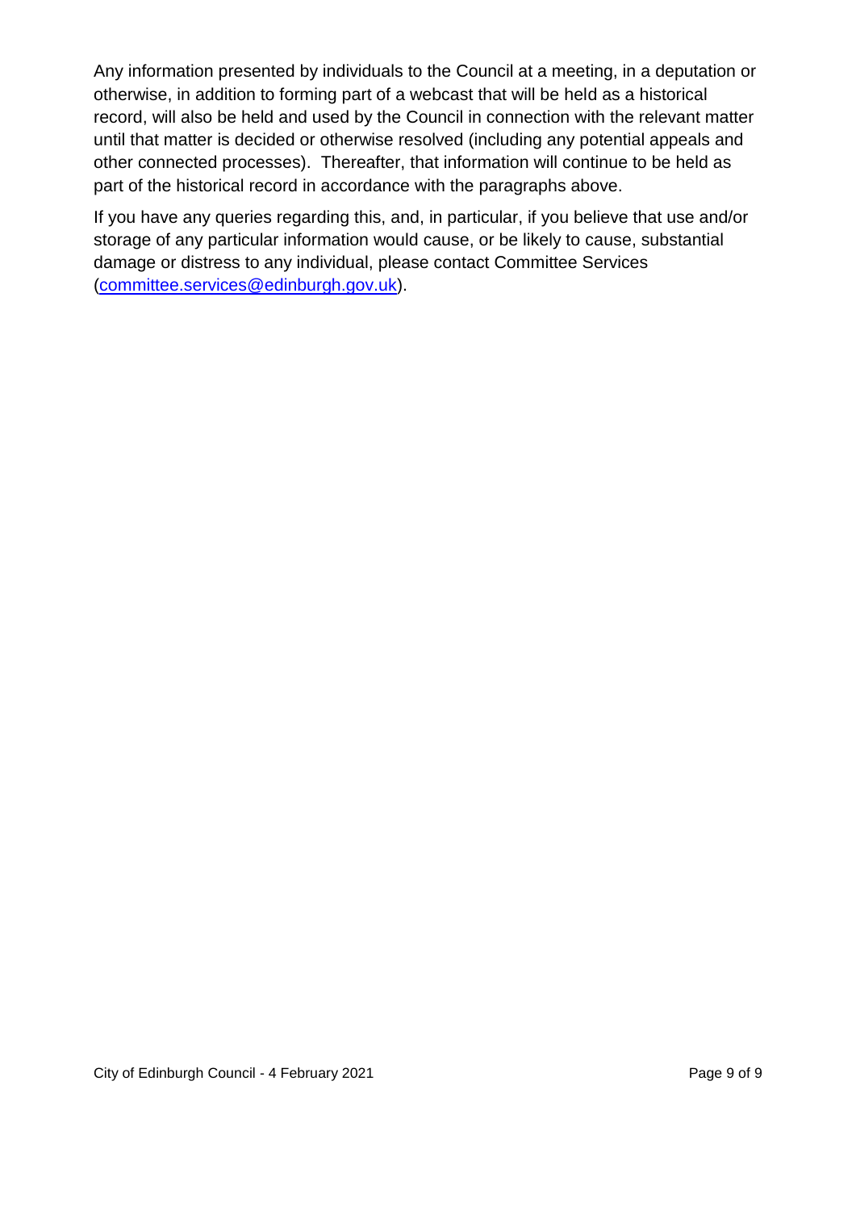Any information presented by individuals to the Council at a meeting, in a deputation or otherwise, in addition to forming part of a webcast that will be held as a historical record, will also be held and used by the Council in connection with the relevant matter until that matter is decided or otherwise resolved (including any potential appeals and other connected processes). Thereafter, that information will continue to be held as part of the historical record in accordance with the paragraphs above.

If you have any queries regarding this, and, in particular, if you believe that use and/or storage of any particular information would cause, or be likely to cause, substantial damage or distress to any individual, please contact Committee Services (committee.services@edinburgh.gov.uk).